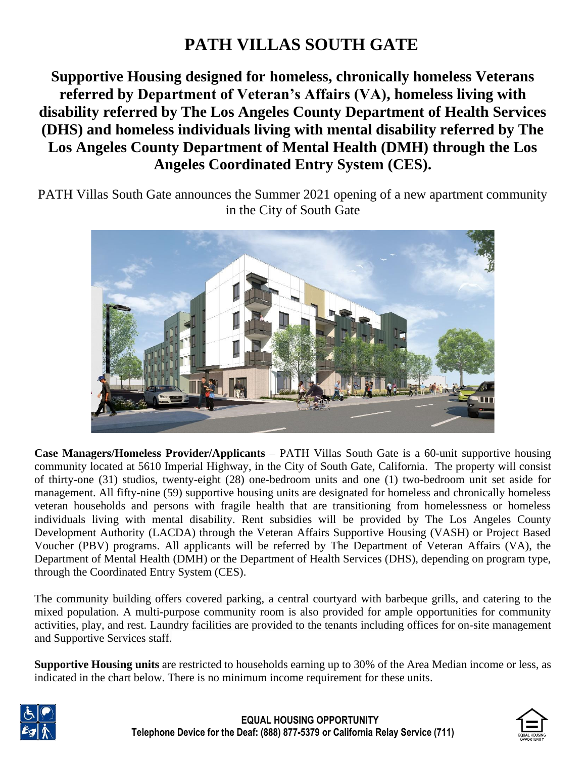# PATH VILLAS SOUTH GATE

## Supportive Housing designed for homeless, chronically homeless Veterans referred by Department of Veteran's Affairs (VA), homeless living with disability referred by The Los Angeles County Department of Health Services (DHS) and homeless individuals living with mental disability referred by The Los Angeles County Department of Mental Health (DMH) through the Los Angeles Coordinated Entry System (CES).

PATH Villas South Gate announces the Summer 2021 opening of a new apartment community in the City of South Gate

**Case Managers/Homeless Provider/Applicants** – PATH Villas South Gate is a 60-unit supportive housing community located at 5610 Imperial Highway, in the City of South Gate, California. The property will consist of thirty-one (31) studios, twenty-eight (28) one-bedroom units and one (1) two-bedroom unit set aside for management. All fifty-nine (59) supportive housing units are designated for homeless and chronically homeless veteran households and persons with fragile health that are transitioning from homelessness or homeless individuals living with mental disability. Rent subsidies will be provided by The Los Angeles County Development Authority (LACDA) through the Veteran Affairs Supportive Housing (VASH) or Project Based Voucher (PBV) programs. All applicants will be referred by The Department of Veteran Affairs (VA), the Department of Mental Health (DMH) or the Department of Health Services (DHS), depending on program type, through the Coordinated Entry System (CES).

The community building offers covered parking, a central courtyard with barbeque grills, and catering to the mixed population. A multi-purpose community room is also provided for ample opportunities for community activities, play, and rest. Laundry facilities are provided to the tenants including offices for on-site management and Supportive Services staff.

**Supportive Housing units** are restricted to households earning up to 30% of the Area Median income or less, as indicated in the chart below. There is no minimum income requirement for these units.

**EQUAL HOUSING OPPORTUNITY**
**Telephone Device for the Deaf: (888) 877-5379 or California Relay Service (711)**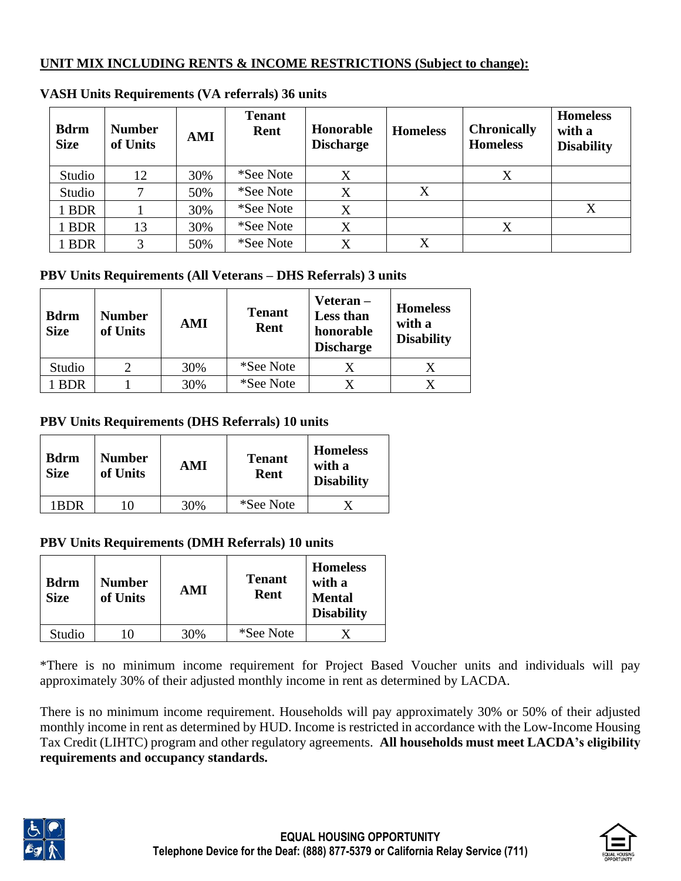**UNIT MIX INCLUDING RENTS & INCOME RESTRICTIONS (Subject to change):**

**VASH Units Requirements (VA referrals) 36 units**

| Bdrm Size | Number of Units | AMI | Tenant Rent | Honorable Discharge | Homeless | Chronically Homeless | Homeless with a Disability |
|---|---|---|---|---|---|---|---|
| Studio | 12 | 30% | *See Note | X | | X | |
| Studio | 7 | 50% | *See Note | X | X | | |
| 1 BDR | 1 | 30% | *See Note | X | | | X |
| 1 BDR | 13 | 30% | *See Note | X | | X | |
| 1 BDR | 3 | 50% | *See Note | X | X | | |

**PBV Units Requirements (All Veterans – DHS Referrals) 3 units**

| Bdrm Size | Number of Units | AMI | Tenant Rent | Veteran – Less than honorable Discharge | Homeless with a Disability |
|---|---|---|---|---|---|
| Studio | 2 | 30% | *See Note | X | X |
| 1 BDR | 1 | 30% | *See Note | X | X |

**PBV Units Requirements (DHS Referrals) 10 units**

| Bdrm Size | Number of Units | AMI | Tenant Rent | Homeless with a Disability |
|---|---|---|---|---|
| 1BDR | 10 | 30% | *See Note | X |

**PBV Units Requirements (DMH Referrals) 10 units**

| Bdrm Size | Number of Units | AMI | Tenant Rent | Homeless with a Mental Disability |
|---|---|---|---|---|
| Studio | 10 | 30% | *See Note | X |

*There is no minimum income requirement for Project Based Voucher units and individuals will pay approximately 30% of their adjusted monthly income in rent as determined by LACDA.

There is no minimum income requirement. Households will pay approximately 30% or 50% of their adjusted monthly income in rent as determined by HUD. Income is restricted in accordance with the Low-Income Housing Tax Credit (LIHTC) program and other regulatory agreements. **All households must meet LACDA's eligibility requirements and occupancy standards.**

**EQUAL HOUSING OPPORTUNITY**
**Telephone Device for the Deaf: (888) 877-5379 or California Relay Service (711)**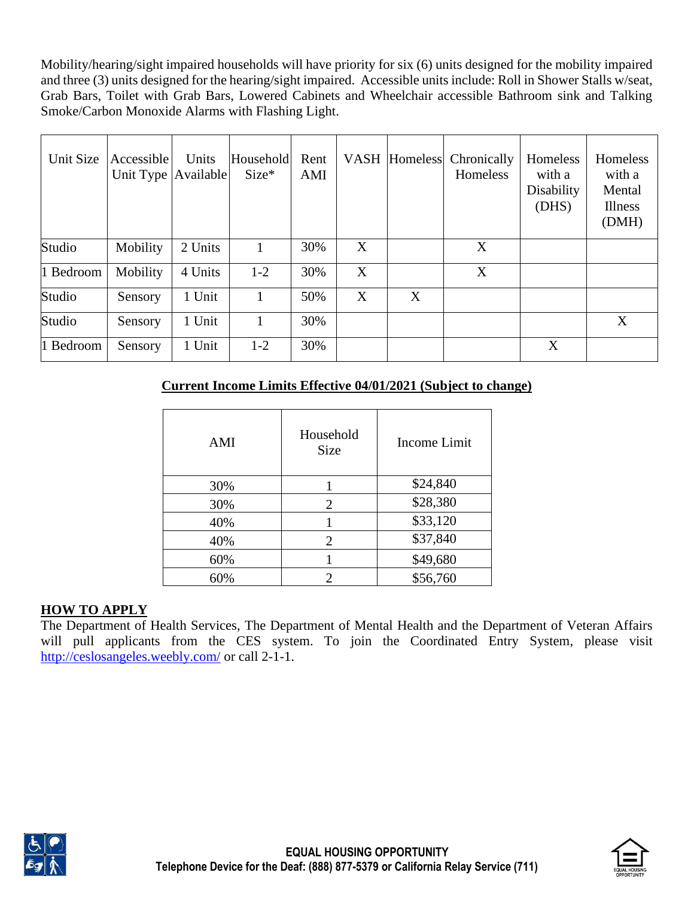Mobility/hearing/sight impaired households will have priority for six (6) units designed for the mobility impaired and three (3) units designed for the hearing/sight impaired. Accessible units include: Roll in Shower Stalls w/seat, Grab Bars, Toilet with Grab Bars, Lowered Cabinets and Wheelchair accessible Bathroom sink and Talking Smoke/Carbon Monoxide Alarms with Flashing Light.

| Unit Size | Accessible Unit Type | Units Available | Household Size* | Rent AMI | VASH | Homeless | Chronically Homeless | Homeless with a Disability (DHS) | Homeless with a Mental Illness (DMH) |
|---|---|---|---|---|---|---|---|---|---|
| Studio | Mobility | 2 Units | 1 | 30% | X | | X | | |
| 1 Bedroom | Mobility | 4 Units | 1-2 | 30% | X | | X | | |
| Studio | Sensory | 1 Unit | 1 | 50% | X | X | | | |
| Studio | Sensory | 1 Unit | 1 | 30% | | | | | X |
| 1 Bedroom | Sensory | 1 Unit | 1-2 | 30% | | | | X | |

**Current Income Limits Effective 04/01/2021 (Subject to change)**

| AMI | Household Size | Income Limit |
|---|---|---|
| 30% | 1 | $24,840 |
| 30% | 2 | $28,380 |
| 40% | 1 | $33,120 |
| 40% | 2 | $37,840 |
| 60% | 1 | $49,680 |
| 60% | 2 | $56,760 |

**HOW TO APPLY**

The Department of Health Services, The Department of Mental Health and the Department of Veteran Affairs will pull applicants from the CES system. To join the Coordinated Entry System, please visit http://ceslosangeles.weebly.com/ or call 2-1-1.

**EQUAL HOUSING OPPORTUNITY**

**Telephone Device for the Deaf: (888) 877-5379 or California Relay Service (711)**